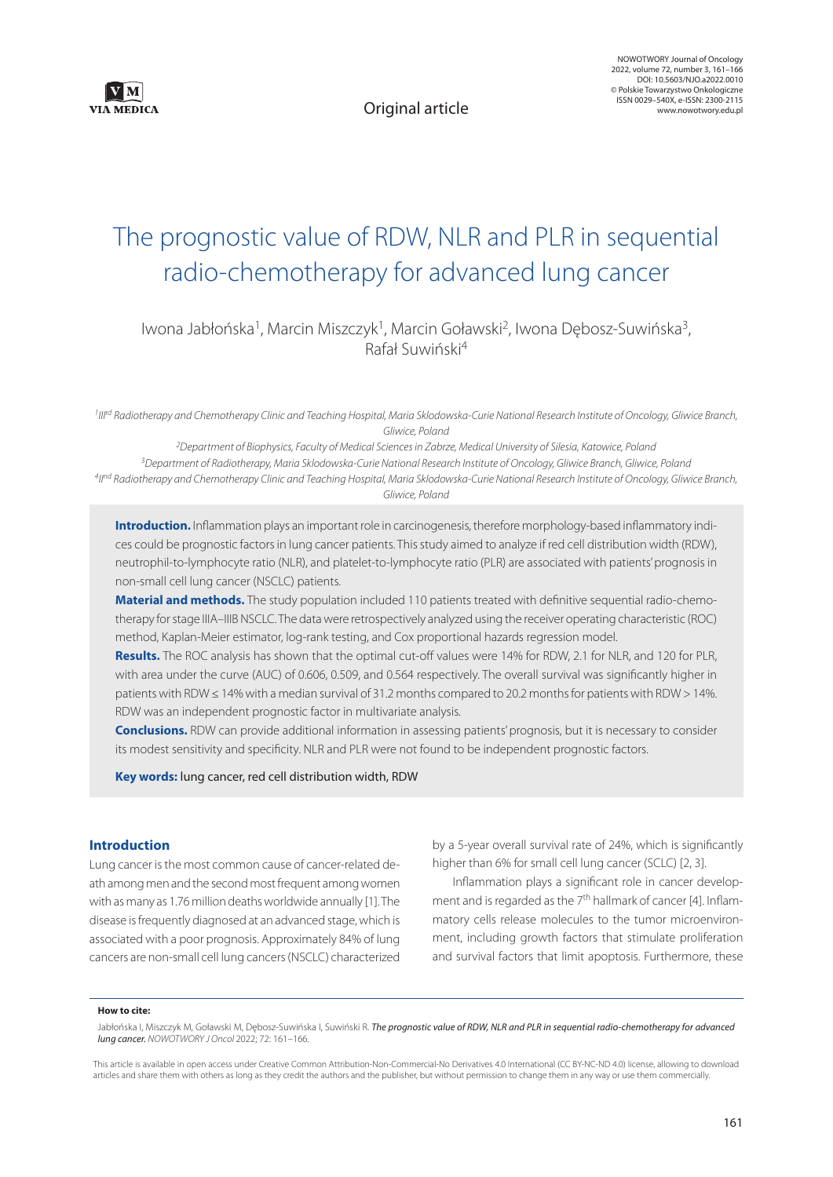Original article

# The prognostic value of RDW, NLR and PLR in sequential radio-chemotherapy for advanced lung cancer

Iwona Jabłońska[1], Marcin Miszczyk[1], Marcin Goławski[2], Iwona Dębosz-Suwińska[3], Rafał Suwiński[4]

[1] IIIrd Radiotherapy and Chemotherapy Clinic and Teaching Hospital, Maria Sklodowska-Curie National Research Institute of Oncology, Gliwice Branch, Gliwice, Poland

[2] Department of Biophysics, Faculty of Medical Sciences in Zabrze, Medical University of Silesia, Katowice, Poland

[3] Department of Radiotherapy, Maria Sklodowska-Curie National Research Institute of Oncology, Gliwice Branch, Gliwice, Poland

[4] IInd Radiotherapy and Chemotherapy Clinic and Teaching Hospital, Maria Sklodowska-Curie National Research Institute of Oncology, Gliwice Branch, Gliwice, Poland

**Introduction.** Inflammation plays an important role in carcinogenesis, therefore morphology-based inflammatory indices could be prognostic factors in lung cancer patients. This study aimed to analyze if red cell distribution width (RDW), neutrophil-to-lymphocyte ratio (NLR), and platelet-to-lymphocyte ratio (PLR) are associated with patients' prognosis in non-small cell lung cancer (NSCLC) patients.

**Material and methods.** The study population included 110 patients treated with definitive sequential radio-chemotherapy for stage IIIA–IIIB NSCLC. The data were retrospectively analyzed using the receiver operating characteristic (ROC) method, Kaplan-Meier estimator, log-rank testing, and Cox proportional hazards regression model.

**Results.** The ROC analysis has shown that the optimal cut-off values were 14% for RDW, 2.1 for NLR, and 120 for PLR, with area under the curve (AUC) of 0.606, 0.509, and 0.564 respectively. The overall survival was significantly higher in patients with RDW ≤ 14% with a median survival of 31.2 months compared to 20.2 months for patients with RDW > 14%. RDW was an independent prognostic factor in multivariate analysis.

**Conclusions.** RDW can provide additional information in assessing patients' prognosis, but it is necessary to consider its modest sensitivity and specificity. NLR and PLR were not found to be independent prognostic factors.

**Key words:** lung cancer, red cell distribution width, RDW

## Introduction

Lung cancer is the most common cause of cancer-related death among men and the second most frequent among women with as many as 1.76 million deaths worldwide annually [1]. The disease is frequently diagnosed at an advanced stage, which is associated with a poor prognosis. Approximately 84% of lung cancers are non-small cell lung cancers (NSCLC) characterized by a 5-year overall survival rate of 24%, which is significantly higher than 6% for small cell lung cancer (SCLC) [2, 3].

Inflammation plays a significant role in cancer development and is regarded as the 7th hallmark of cancer [4]. Inflammatory cells release molecules to the tumor microenvironment, including growth factors that stimulate proliferation and survival factors that limit apoptosis. Furthermore, these

**How to cite:**

Jabłońska I, Miszczyk M, Goławski M, Dębosz-Suwińska I, Suwiński R. *The prognostic value of RDW, NLR and PLR in sequential radio-chemotherapy for advanced lung cancer. NOWOTWORY J Oncol* 2022; 72: 161–166.

This article is available in open access under Creative Common Attribution-Non-Commercial-No Derivatives 4.0 International (CC BY-NC-ND 4.0) license, allowing to download articles and share them with others as long as they credit the authors and the publisher, but without permission to change them in any way or use them commercially.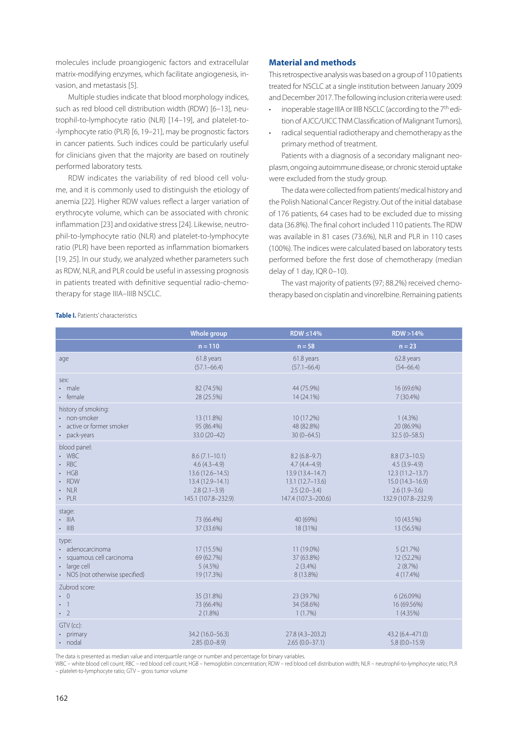molecules include proangiogenic factors and extracellular matrix-modifying enzymes, which facilitate angiogenesis, invasion, and metastasis [5].

Multiple studies indicate that blood morphology indices, such as red blood cell distribution width (RDW) [6–13], neutrophil-to-lymphocyte ratio (NLR) [14–19], and platelet-to--lymphocyte ratio (PLR) [6, 19–21], may be prognostic factors in cancer patients. Such indices could be particularly useful for clinicians given that the majority are based on routinely performed laboratory tests.

RDW indicates the variability of red blood cell volume, and it is commonly used to distinguish the etiology of anemia [22]. Higher RDW values reflect a larger variation of erythrocyte volume, which can be associated with chronic inflammation [23] and oxidative stress [24]. Likewise, neutrophil-to-lymphocyte ratio (NLR) and platelet-to-lymphocyte ratio (PLR) have been reported as inflammation biomarkers [19, 25]. In our study, we analyzed whether parameters such as RDW, NLR, and PLR could be useful in assessing prognosis in patients treated with definitive sequential radio-chemotherapy for stage IIIA–IIIB NSCLC.

## Material and methods

This retrospective analysis was based on a group of 110 patients treated for NSCLC at a single institution between January 2009 and December 2017. The following inclusion criteria were used:

- inoperable stage IIIA or IIIB NSCLC (according to the 7th edition of AJCC/UICC TNM Classification of Malignant Tumors),
- radical sequential radiotherapy and chemotherapy as the primary method of treatment.

Patients with a diagnosis of a secondary malignant neoplasm, ongoing autoimmune disease, or chronic steroid uptake were excluded from the study group.

The data were collected from patients' medical history and the Polish National Cancer Registry. Out of the initial database of 176 patients, 64 cases had to be excluded due to missing data (36.8%). The final cohort included 110 patients. The RDW was available in 81 cases (73.6%), NLR and PLR in 110 cases (100%). The indices were calculated based on laboratory tests performed before the first dose of chemotherapy (median delay of 1 day, IQR 0–10).

The vast majority of patients (97; 88.2%) received chemotherapy based on cisplatin and vinorelbine. Remaining patients

**Table I.** Patients' characteristics

| | Whole group | RDW ≤14% | RDW >14% |
|---|---|---|---|
| | n = 110 | n = 58 | n = 23 |
| age | 61.8 years (57.1–66.4) | 61.8 years (57.1–66.4) | 62.8 years (54–66.4) |
| sex: | | | |
| • male | 82 (74.5%) | 44 (75.9%) | 16 (69.6%) |
| • female | 28 (25.5%) | 14 (24.1%) | 7 (30.4%) |
| history of smoking: | | | |
| • non-smoker | 13 (11.8%) | 10 (17.2%) | 1 (4.3%) |
| • active or former smoker | 95 (86.4%) | 48 (82.8%) | 20 (86.9%) |
| • pack-years | 33.0 (20–42) | 30 (0–64.5) | 32.5 (0–58.5) |
| blood panel: | | | |
| • WBC | 8.6 (7.1–10.1) | 8.2 (6.8–9.7) | 8.8 (7.3–10.5) |
| • RBC | 4.6 (4.3–4.9) | 4.7 (4.4–4.9) | 4.5 (3.9–4.9) |
| • HGB | 13.6 (12.6–14.5) | 13.9 (13.4–14.7) | 12.3 (11.2–13.7) |
| • RDW | 13.4 (12.9–14.1) | 13.1 (12.7–13.6) | 15.0 (14.3–16.9) |
| • NLR | 2.8 (2.1–3.9) | 2.5 (2.0–3.4) | 2.6 (1.9–3.6) |
| • PLR | 145.1 (107.8–232.9) | 147.4 (107.3–200.6) | 132.9 (107.8–232.9) |
| stage: | | | |
| • IIIA | 73 (66.4%) | 40 (69%) | 10 (43.5%) |
| • IIIB | 37 (33.6%) | 18 (31%) | 13 (56.5%) |
| type: | | | |
| • adenocarcinoma | 17 (15.5%) | 11 (19.0%) | 5 (21.7%) |
| • squamous cell carcinoma | 69 (62.7%) | 37 (63.8%) | 12 (52.2%) |
| • large cell | 5 (4.5%) | 2 (3.4%) | 2 (8.7%) |
| • NOS (not otherwise specified) | 19 (17.3%) | 8 (13.8%) | 4 (17.4%) |
| Zubrod score: | | | |
| • 0 | 35 (31.8%) | 23 (39.7%) | 6 (26.09%) |
| • 1 | 73 (66.4%) | 34 (58.6%) | 16 (69.56%) |
| • 2 | 2 (1.8%) | 1 (1.7%) | 1 (4.35%) |
| GTV (cc): | | | |
| • primary | 34.2 (16.0–56.3) | 27.8 (4.3–203.2) | 43.2 (6.4–471.0) |
| • nodal | 2.85 (0.0–8.9) | 2.65 (0.0–37.1) | 5.8 (0.0–15.9) |

The data is presented as median value and interquartile range or number and percentage for binary variables.
WBC – white blood cell count; RBC – red blood cell count; HGB – hemoglobin concentration; RDW – red blood cell distribution width; NLR – neutrophil-to-lymphocyte ratio; PLR – platelet-to-lymphocyte ratio; GTV – gross tumor volume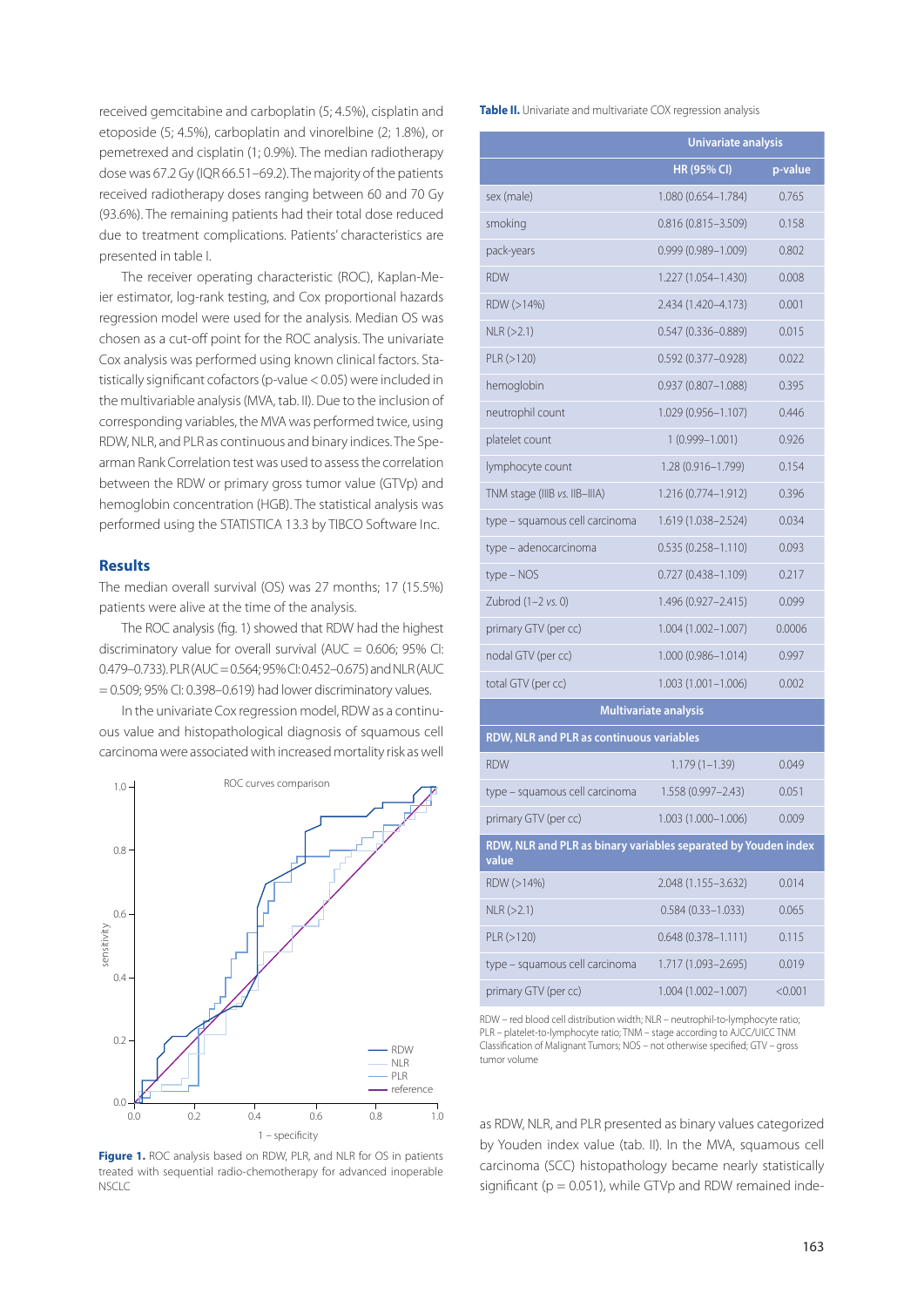received gemcitabine and carboplatin (5; 4.5%), cisplatin and etoposide (5; 4.5%), carboplatin and vinorelbine (2; 1.8%), or pemetrexed and cisplatin (1; 0.9%). The median radiotherapy dose was 67.2 Gy (IQR 66.51–69.2). The majority of the patients received radiotherapy doses ranging between 60 and 70 Gy (93.6%). The remaining patients had their total dose reduced due to treatment complications. Patients' characteristics are presented in table I.

The receiver operating characteristic (ROC), Kaplan-Meier estimator, log-rank testing, and Cox proportional hazards regression model were used for the analysis. Median OS was chosen as a cut-off point for the ROC analysis. The univariate Cox analysis was performed using known clinical factors. Statistically significant cofactors (p-value < 0.05) were included in the multivariable analysis (MVA, tab. II). Due to the inclusion of corresponding variables, the MVA was performed twice, using RDW, NLR, and PLR as continuous and binary indices. The Spearman Rank Correlation test was used to assess the correlation between the RDW or primary gross tumor value (GTVp) and hemoglobin concentration (HGB). The statistical analysis was performed using the STATISTICA 13.3 by TIBCO Software Inc.

## Results

The median overall survival (OS) was 27 months; 17 (15.5%) patients were alive at the time of the analysis.

The ROC analysis (fig. 1) showed that RDW had the highest discriminatory value for overall survival (AUC = 0.606; 95% CI: 0.479–0.733). PLR (AUC = 0.564; 95% CI: 0.452–0.675) and NLR (AUC = 0.509; 95% CI: 0.398–0.619) had lower discriminatory values.

In the univariate Cox regression model, RDW as a continuous value and histopathological diagnosis of squamous cell carcinoma were associated with increased mortality risk as well as RDW, NLR, and PLR presented as binary values categorized by Youden index value (tab. II). In the MVA, squamous cell carcinoma (SCC) histopathology became nearly statistically significant (p = 0.051), while GTVp and RDW remained inde-

**Figure 1.** ROC analysis based on RDW, PLR, and NLR for OS in patients treated with sequential radio-chemotherapy for advanced inoperable NSCLC

**Table II.** Univariate and multivariate COX regression analysis

| | Univariate analysis | |
|---|---|---|
| | HR (95% CI) | p-value |
| sex (male) | 1.080 (0.654–1.784) | 0.765 |
| smoking | 0.816 (0.815–3.509) | 0.158 |
| pack-years | 0.999 (0.989–1.009) | 0.802 |
| RDW | 1.227 (1.054–1.430) | 0.008 |
| RDW (>14%) | 2.434 (1.420–4.173) | 0.001 |
| NLR (>2.1) | 0.547 (0.336–0.889) | 0.015 |
| PLR (>120) | 0.592 (0.377–0.928) | 0.022 |
| hemoglobin | 0.937 (0.807–1.088) | 0.395 |
| neutrophil count | 1.029 (0.956–1.107) | 0.446 |
| platelet count | 1 (0.999–1.001) | 0.926 |
| lymphocyte count | 1.28 (0.916–1.799) | 0.154 |
| TNM stage (IIIB *vs.* IIB–IIIA) | 1.216 (0.774–1.912) | 0.396 |
| type – squamous cell carcinoma | 1.619 (1.038–2.524) | 0.034 |
| type – adenocarcinoma | 0.535 (0.258–1.110) | 0.093 |
| type – NOS | 0.727 (0.438–1.109) | 0.217 |
| Zubrod (1–2 *vs.* 0) | 1.496 (0.927–2.415) | 0.099 |
| primary GTV (per cc) | 1.004 (1.002–1.007) | 0.0006 |
| nodal GTV (per cc) | 1.000 (0.986–1.014) | 0.997 |
| total GTV (per cc) | 1.003 (1.001–1.006) | 0.002 |
| **Multivariate analysis** | | |
| **RDW, NLR and PLR as continuous variables** | | |
| RDW | 1.179 (1–1.39) | 0.049 |
| type – squamous cell carcinoma | 1.558 (0.997–2.43) | 0.051 |
| primary GTV (per cc) | 1.003 (1.000–1.006) | 0.009 |
| **RDW, NLR and PLR as binary variables separated by Youden index value** | | |
| RDW (>14%) | 2.048 (1.155–3.632) | 0.014 |
| NLR (>2.1) | 0.584 (0.33–1.033) | 0.065 |
| PLR (>120) | 0.648 (0.378–1.111) | 0.115 |
| type – squamous cell carcinoma | 1.717 (1.093–2.695) | 0.019 |
| primary GTV (per cc) | 1.004 (1.002–1.007) | <0.001 |

RDW – red blood cell distribution width; NLR – neutrophil-to-lymphocyte ratio; PLR – platelet-to-lymphocyte ratio; TNM – stage according to AJCC/UICC TNM Classification of Malignant Tumors; NOS – not otherwise specified; GTV – gross tumor volume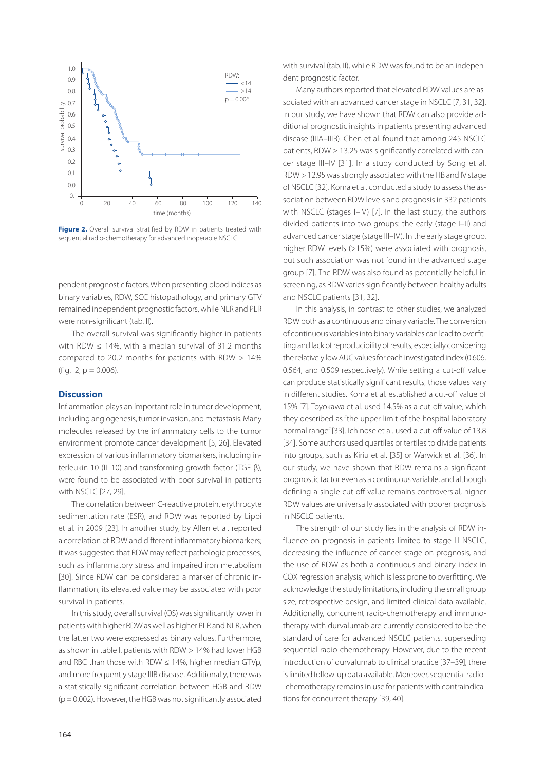**Figure 2.** Overall survival stratified by RDW in patients treated with sequential radio-chemotherapy for advanced inoperable NSCLC

pendent prognostic factors. When presenting blood indices as binary variables, RDW, SCC histopathology, and primary GTV remained independent prognostic factors, while NLR and PLR were non-significant (tab. II).

The overall survival was significantly higher in patients with RDW ≤ 14%, with a median survival of 31.2 months compared to 20.2 months for patients with RDW > 14% (fig. 2, p = 0.006).

## Discussion

Inflammation plays an important role in tumor development, including angiogenesis, tumor invasion, and metastasis. Many molecules released by the inflammatory cells to the tumor environment promote cancer development [5, 26]. Elevated expression of various inflammatory biomarkers, including interleukin-10 (IL-10) and transforming growth factor (TGF-β), were found to be associated with poor survival in patients with NSCLC [27, 29].

The correlation between C-reactive protein, erythrocyte sedimentation rate (ESR), and RDW was reported by Lippi et al. in 2009 [23]. In another study, by Allen et al. reported a correlation of RDW and different inflammatory biomarkers; it was suggested that RDW may reflect pathologic processes, such as inflammatory stress and impaired iron metabolism [30]. Since RDW can be considered a marker of chronic inflammation, its elevated value may be associated with poor survival in patients.

In this study, overall survival (OS) was significantly lower in patients with higher RDW as well as higher PLR and NLR, when the latter two were expressed as binary values. Furthermore, as shown in table I, patients with RDW > 14% had lower HGB and RBC than those with RDW ≤ 14%, higher median GTVp, and more frequently stage IIIB disease. Additionally, there was a statistically significant correlation between HGB and RDW (p = 0.002). However, the HGB was not significantly associated with survival (tab. II), while RDW was found to be an independent prognostic factor.

Many authors reported that elevated RDW values are associated with an advanced cancer stage in NSCLC [7, 31, 32]. In our study, we have shown that RDW can also provide additional prognostic insights in patients presenting advanced disease (IIIA–IIIB). Chen et al. found that among 245 NSCLC patients, RDW ≥ 13.25 was significantly correlated with cancer stage III–IV [31]. In a study conducted by Song et al. RDW > 12.95 was strongly associated with the IIIB and IV stage of NSCLC [32]. Koma et al. conducted a study to assess the association between RDW levels and prognosis in 332 patients with NSCLC (stages I–IV) [7]. In the last study, the authors divided patients into two groups: the early (stage I–II) and advanced cancer stage (stage III–IV). In the early stage group, higher RDW levels (>15%) were associated with prognosis, but such association was not found in the advanced stage group [7]. The RDW was also found as potentially helpful in screening, as RDW varies significantly between healthy adults and NSCLC patients [31, 32].

In this analysis, in contrast to other studies, we analyzed RDW both as a continuous and binary variable. The conversion of continuous variables into binary variables can lead to overfitting and lack of reproducibility of results, especially considering the relatively low AUC values for each investigated index (0.606, 0.564, and 0.509 respectively). While setting a cut-off value can produce statistically significant results, those values vary in different studies. Koma et al. established a cut-off value of 15% [7]. Toyokawa et al. used 14.5% as a cut-off value, which they described as "the upper limit of the hospital laboratory normal range" [33]. Ichinose et al. used a cut-off value of 13.8 [34]. Some authors used quartiles or tertiles to divide patients into groups, such as Kiriu et al. [35] or Warwick et al. [36]. In our study, we have shown that RDW remains a significant prognostic factor even as a continuous variable, and although defining a single cut-off value remains controversial, higher RDW values are universally associated with poorer prognosis in NSCLC patients.

The strength of our study lies in the analysis of RDW influence on prognosis in patients limited to stage III NSCLC, decreasing the influence of cancer stage on prognosis, and the use of RDW as both a continuous and binary index in COX regression analysis, which is less prone to overfitting. We acknowledge the study limitations, including the small group size, retrospective design, and limited clinical data available. Additionally, concurrent radio-chemotherapy and immunotherapy with durvalumab are currently considered to be the standard of care for advanced NSCLC patients, superseding sequential radio-chemotherapy. However, due to the recent introduction of durvalumab to clinical practice [37–39], there is limited follow-up data available. Moreover, sequential radio-chemotherapy remains in use for patients with contraindications for concurrent therapy [39, 40].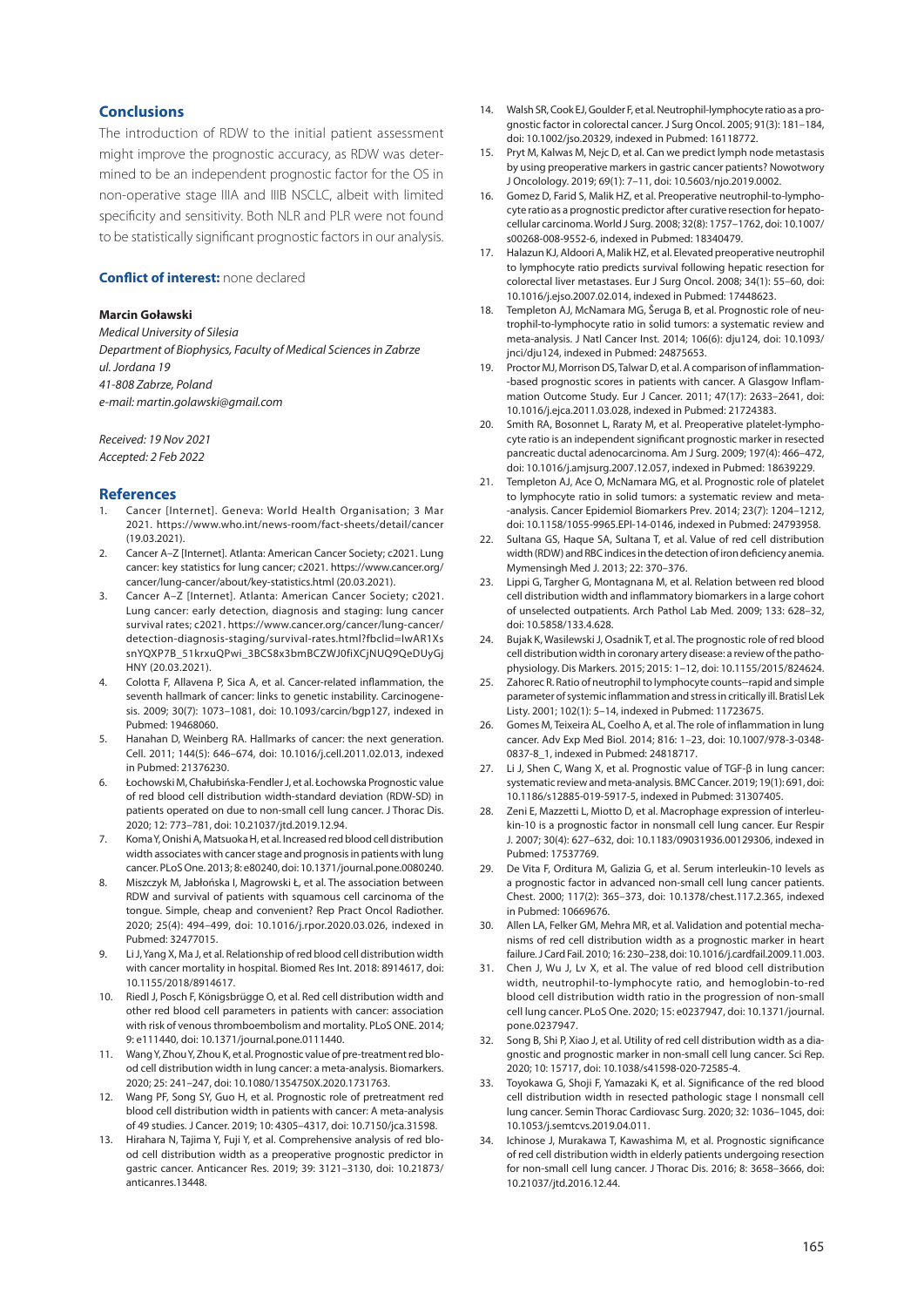## Conclusions

The introduction of RDW to the initial patient assessment might improve the prognostic accuracy, as RDW was determined to be an independent prognostic factor for the OS in non-operative stage IIIA and IIIB NSCLC, albeit with limited specificity and sensitivity. Both NLR and PLR were not found to be statistically significant prognostic factors in our analysis.

**Conflict of interest:** none declared

**Marcin Goławski**

*Medical University of Silesia*
*Department of Biophysics, Faculty of Medical Sciences in Zabrze*
*ul. Jordana 19*
*41-808 Zabrze, Poland*
*e-mail: martin.golawski@gmail.com*

*Received: 19 Nov 2021*
*Accepted: 2 Feb 2022*

## References

1. Cancer [Internet]. Geneva: World Health Organisation; 3 Mar 2021. https://www.who.int/news-room/fact-sheets/detail/cancer (19.03.2021).
2. Cancer A–Z [Internet]. Atlanta: American Cancer Society; c2021. Lung cancer: key statistics for lung cancer; c2021. https://www.cancer.org/cancer/lung-cancer/about/key-statistics.html (20.03.2021).
3. Cancer A–Z [Internet]. Atlanta: American Cancer Society; c2021. Lung cancer: early detection, diagnosis and staging: lung cancer survival rates; c2021. https://www.cancer.org/cancer/lung-cancer/detection-diagnosis-staging/survival-rates.html?fbclid=IwAR1XssnYQXP7B_51krxuQPwi_3BCS8x3bmBCZWJ0fiXCjNUQ9QeDUyGjHNY (20.03.2021).
4. Colotta F, Allavena P, Sica A, et al. Cancer-related inflammation, the seventh hallmark of cancer: links to genetic instability. Carcinogenesis. 2009; 30(7): 1073–1081, doi: 10.1093/carcin/bgp127, indexed in Pubmed: 19468060.
5. Hanahan D, Weinberg RA. Hallmarks of cancer: the next generation. Cell. 2011; 144(5): 646–674, doi: 10.1016/j.cell.2011.02.013, indexed in Pubmed: 21376230.
6. Łochowski M, Chałubińska-Fendler J, et al. Łochowska Prognostic value of red blood cell distribution width-standard deviation (RDW-SD) in patients operated on due to non-small cell lung cancer. J Thorac Dis. 2020; 12: 773–781, doi: 10.21037/jtd.2019.12.94.
7. Koma Y, Onishi A, Matsuoka H, et al. Increased red blood cell distribution width associates with cancer stage and prognosis in patients with lung cancer. PLoS One. 2013; 8: e80240, doi: 10.1371/journal.pone.0080240.
8. Miszczyk M, Jabłońska I, Magrowski Ł, et al. The association between RDW and survival of patients with squamous cell carcinoma of the tongue. Simple, cheap and convenient? Rep Pract Oncol Radiother. 2020; 25(4): 494–499, doi: 10.1016/j.rpor.2020.03.026, indexed in Pubmed: 32477015.
9. Li J, Yang X, Ma J, et al. Relationship of red blood cell distribution width with cancer mortality in hospital. Biomed Res Int. 2018: 8914617, doi: 10.1155/2018/8914617.
10. Riedl J, Posch F, Königsbrügge O, et al. Red cell distribution width and other red blood cell parameters in patients with cancer: association with risk of venous thromboembolism and mortality. PLoS ONE. 2014; 9: e111440, doi: 10.1371/journal.pone.0111440.
11. Wang Y, Zhou Y, Zhou K, et al. Prognostic value of pre-treatment red blood cell distribution width in lung cancer: a meta-analysis. Biomarkers. 2020; 25: 241–247, doi: 10.1080/1354750X.2020.1731763.
12. Wang PF, Song SY, Guo H, et al. Prognostic role of pretreatment red blood cell distribution width in patients with cancer: A meta-analysis of 49 studies. J Cancer. 2019; 10: 4305–4317, doi: 10.7150/jca.31598.
13. Hirahara N, Tajima Y, Fuji Y, et al. Comprehensive analysis of red blood cell distribution width as a preoperative prognostic predictor in gastric cancer. Anticancer Res. 2019; 39: 3121–3130, doi: 10.21873/anticanres.13448.
14. Walsh SR, Cook EJ, Goulder F, et al. Neutrophil-lymphocyte ratio as a prognostic factor in colorectal cancer. J Surg Oncol. 2005; 91(3): 181–184, doi: 10.1002/jso.20329, indexed in Pubmed: 16118772.
15. Pryt M, Kalwas M, Nejc D, et al. Can we predict lymph node metastasis by using preoperative markers in gastric cancer patients? Nowotwory J Oncolology. 2019; 69(1): 7–11, doi: 10.5603/njo.2019.0002.
16. Gomez D, Farid S, Malik HZ, et al. Preoperative neutrophil-to-lymphocyte ratio as a prognostic predictor after curative resection for hepatocellular carcinoma. World J Surg. 2008; 32(8): 1757–1762, doi: 10.1007/s00268-008-9552-6, indexed in Pubmed: 18340479.
17. Halazun KJ, Aldoori A, Malik HZ, et al. Elevated preoperative neutrophil to lymphocyte ratio predicts survival following hepatic resection for colorectal liver metastases. Eur J Surg Oncol. 2008; 34(1): 55–60, doi: 10.1016/j.ejso.2007.02.014, indexed in Pubmed: 17448623.
18. Templeton AJ, McNamara MG, Šeruga B, et al. Prognostic role of neutrophil-to-lymphocyte ratio in solid tumors: a systematic review and meta-analysis. J Natl Cancer Inst. 2014; 106(6): dju124, doi: 10.1093/jnci/dju124, indexed in Pubmed: 24875653.
19. Proctor MJ, Morrison DS, Talwar D, et al. A comparison of inflammation--based prognostic scores in patients with cancer. A Glasgow Inflammation Outcome Study. Eur J Cancer. 2011; 47(17): 2633–2641, doi: 10.1016/j.ejca.2011.03.028, indexed in Pubmed: 21724383.
20. Smith RA, Bosonnet L, Raraty M, et al. Preoperative platelet-lymphocyte ratio is an independent significant prognostic marker in resected pancreatic ductal adenocarcinoma. Am J Surg. 2009; 197(4): 466–472, doi: 10.1016/j.amjsurg.2007.12.057, indexed in Pubmed: 18639229.
21. Templeton AJ, Ace O, McNamara MG, et al. Prognostic role of platelet to lymphocyte ratio in solid tumors: a systematic review and meta--analysis. Cancer Epidemiol Biomarkers Prev. 2014; 23(7): 1204–1212, doi: 10.1158/1055-9965.EPI-14-0146, indexed in Pubmed: 24793958.
22. Sultana GS, Haque SA, Sultana T, et al. Value of red cell distribution width (RDW) and RBC indices in the detection of iron deficiency anemia. Mymensingh Med J. 2013; 22: 370–376.
23. Lippi G, Targher G, Montagnana M, et al. Relation between red blood cell distribution width and inflammatory biomarkers in a large cohort of unselected outpatients. Arch Pathol Lab Med. 2009; 133: 628–32, doi: 10.5858/133.4.628.
24. Bujak K, Wasilewski J, Osadnik T, et al. The prognostic role of red blood cell distribution width in coronary artery disease: a review of the pathophysiology. Dis Markers. 2015; 2015: 1–12, doi: 10.1155/2015/824624.
25. Zahorec R. Ratio of neutrophil to lymphocyte counts--rapid and simple parameter of systemic inflammation and stress in critically ill. Bratisl Lek Listy. 2001; 102(1): 5–14, indexed in Pubmed: 11723675.
26. Gomes M, Teixeira AL, Coelho A, et al. The role of inflammation in lung cancer. Adv Exp Med Biol. 2014; 816: 1–23, doi: 10.1007/978-3-0348-0837-8_1, indexed in Pubmed: 24818717.
27. Li J, Shen C, Wang X, et al. Prognostic value of TGF-β in lung cancer: systematic review and meta-analysis. BMC Cancer. 2019; 19(1): 691, doi: 10.1186/s12885-019-5917-5, indexed in Pubmed: 31307405.
28. Zeni E, Mazzetti L, Miotto D, et al. Macrophage expression of interleukin-10 is a prognostic factor in nonsmall cell lung cancer. Eur Respir J. 2007; 30(4): 627–632, doi: 10.1183/09031936.00129306, indexed in Pubmed: 17537769.
29. De Vita F, Orditura M, Galizia G, et al. Serum interleukin-10 levels as a prognostic factor in advanced non-small cell lung cancer patients. Chest. 2000; 117(2): 365–373, doi: 10.1378/chest.117.2.365, indexed in Pubmed: 10669676.
30. Allen LA, Felker GM, Mehra MR, et al. Validation and potential mechanisms of red cell distribution width as a prognostic marker in heart failure. J Card Fail. 2010; 16: 230–238, doi: 10.1016/j.cardfail.2009.11.003.
31. Chen J, Wu J, Lv X, et al. The value of red blood cell distribution width, neutrophil-to-lymphocyte ratio, and hemoglobin-to-red blood cell distribution width ratio in the progression of non-small cell lung cancer. PLoS One. 2020; 15: e0237947, doi: 10.1371/journal.pone.0237947.
32. Song B, Shi P, Xiao J, et al. Utility of red cell distribution width as a diagnostic and prognostic marker in non-small cell lung cancer. Sci Rep. 2020; 10: 15717, doi: 10.1038/s41598-020-72585-4.
33. Toyokawa G, Shoji F, Yamazaki K, et al. Significance of the red blood cell distribution width in resected pathologic stage I nonsmall cell lung cancer. Semin Thorac Cardiovasc Surg. 2020; 32: 1036–1045, doi: 10.1053/j.semtcvs.2019.04.011.
34. Ichinose J, Murakawa T, Kawashima M, et al. Prognostic significance of red cell distribution width in elderly patients undergoing resection for non-small cell lung cancer. J Thorac Dis. 2016; 8: 3658–3666, doi: 10.21037/jtd.2016.12.44.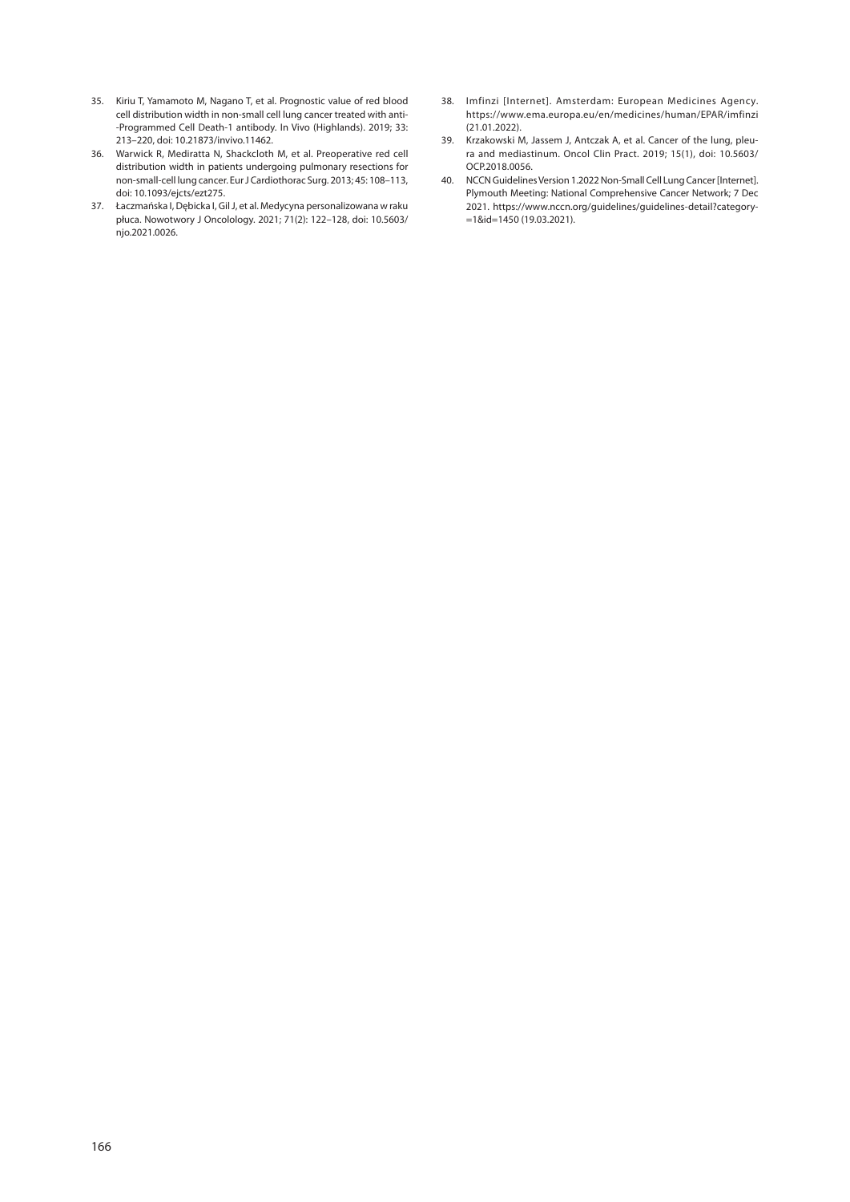35. Kiriu T, Yamamoto M, Nagano T, et al. Prognostic value of red blood cell distribution width in non-small cell lung cancer treated with anti--Programmed Cell Death-1 antibody. In Vivo (Highlands). 2019; 33: 213–220, doi: 10.21873/invivo.11462.
36. Warwick R, Mediratta N, Shackcloth M, et al. Preoperative red cell distribution width in patients undergoing pulmonary resections for non-small-cell lung cancer. Eur J Cardiothorac Surg. 2013; 45: 108–113, doi: 10.1093/ejcts/ezt275.
37. Łaczmańska I, Dębicka I, Gil J, et al. Medycyna personalizowana w raku płuca. Nowotwory J Oncolology. 2021; 71(2): 122–128, doi: 10.5603/njo.2021.0026.
38. Imfinzi [Internet]. Amsterdam: European Medicines Agency. https://www.ema.europa.eu/en/medicines/human/EPAR/imfinzi (21.01.2022).
39. Krzakowski M, Jassem J, Antczak A, et al. Cancer of the lung, pleura and mediastinum. Oncol Clin Pract. 2019; 15(1), doi: 10.5603/OCP.2018.0056.
40. NCCN Guidelines Version 1.2022 Non-Small Cell Lung Cancer [Internet]. Plymouth Meeting: National Comprehensive Cancer Network; 7 Dec 2021. https://www.nccn.org/guidelines/guidelines-detail?category=1&id=1450 (19.03.2021).